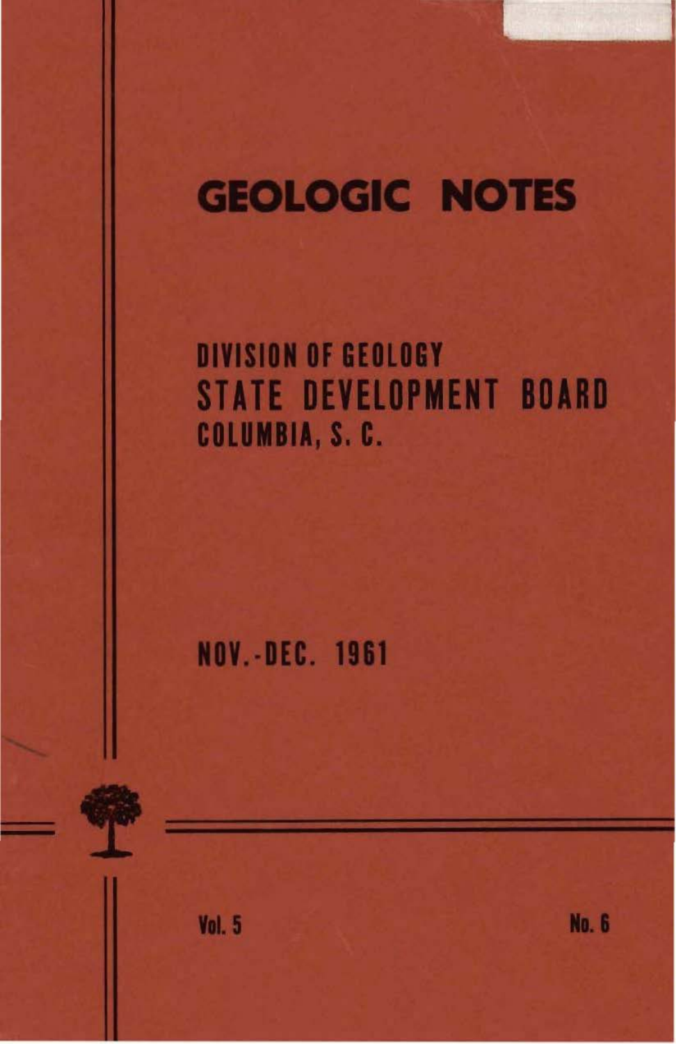# GEOLOGIC NOTES

## DIVISION OF GEOLOGY
## STATE DEVELOPMENT BOARD
## COLUMBIA, S. C.

NOV.-DEC. 1961

Vol. 5 No. 6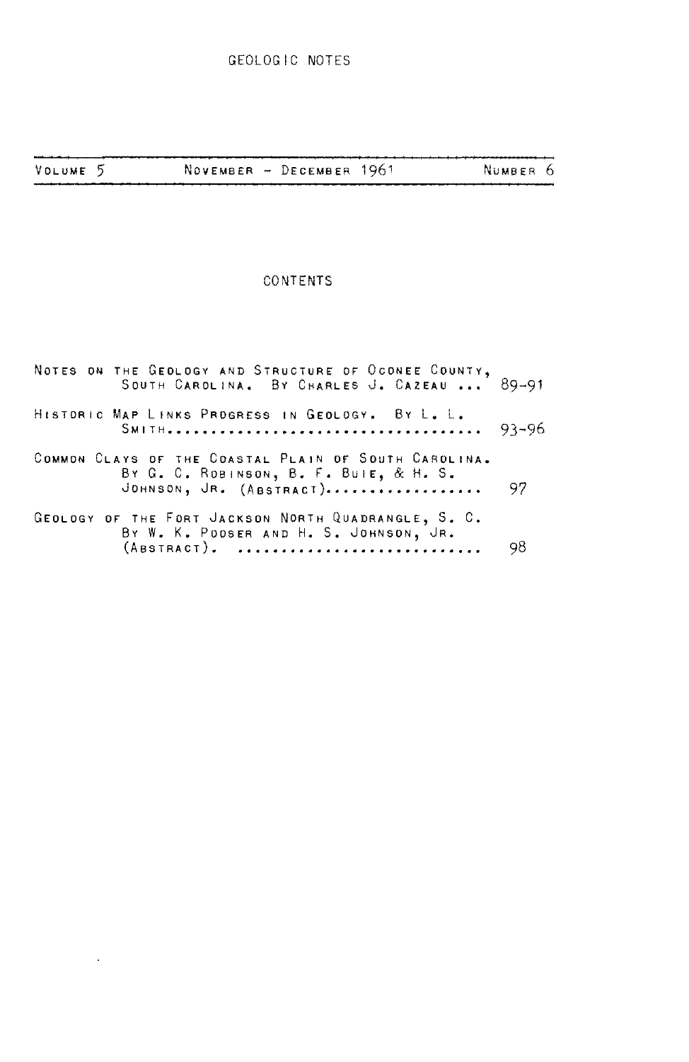# GEOLOGIC NOTES

| VOLUME 5 | NOVEMBER - DECEMBER 1961 | NUMBER 6 |
|---|---|---|

## CONTENTS

NOTES ON THE GEOLOGY AND STRUCTURE OF OCONEE COUNTY, SOUTH CAROLINA. BY CHARLES J. CAZEAU ... 89-91

HISTORIC MAP LINKS PROGRESS IN GEOLOGY. BY L. L. SMITH.................................. 93-96

COMMON CLAYS OF THE COASTAL PLAIN OF SOUTH CAROLINA. BY G. C. ROBINSON, B. F. BUIE, & H. S. JOHNSON, JR. (ABSTRACT).................. 97

GEOLOGY OF THE FORT JACKSON NORTH QUADRANGLE, S. C. BY W. K. POOSER AND H. S. JOHNSON, JR. (ABSTRACT). ............................ 98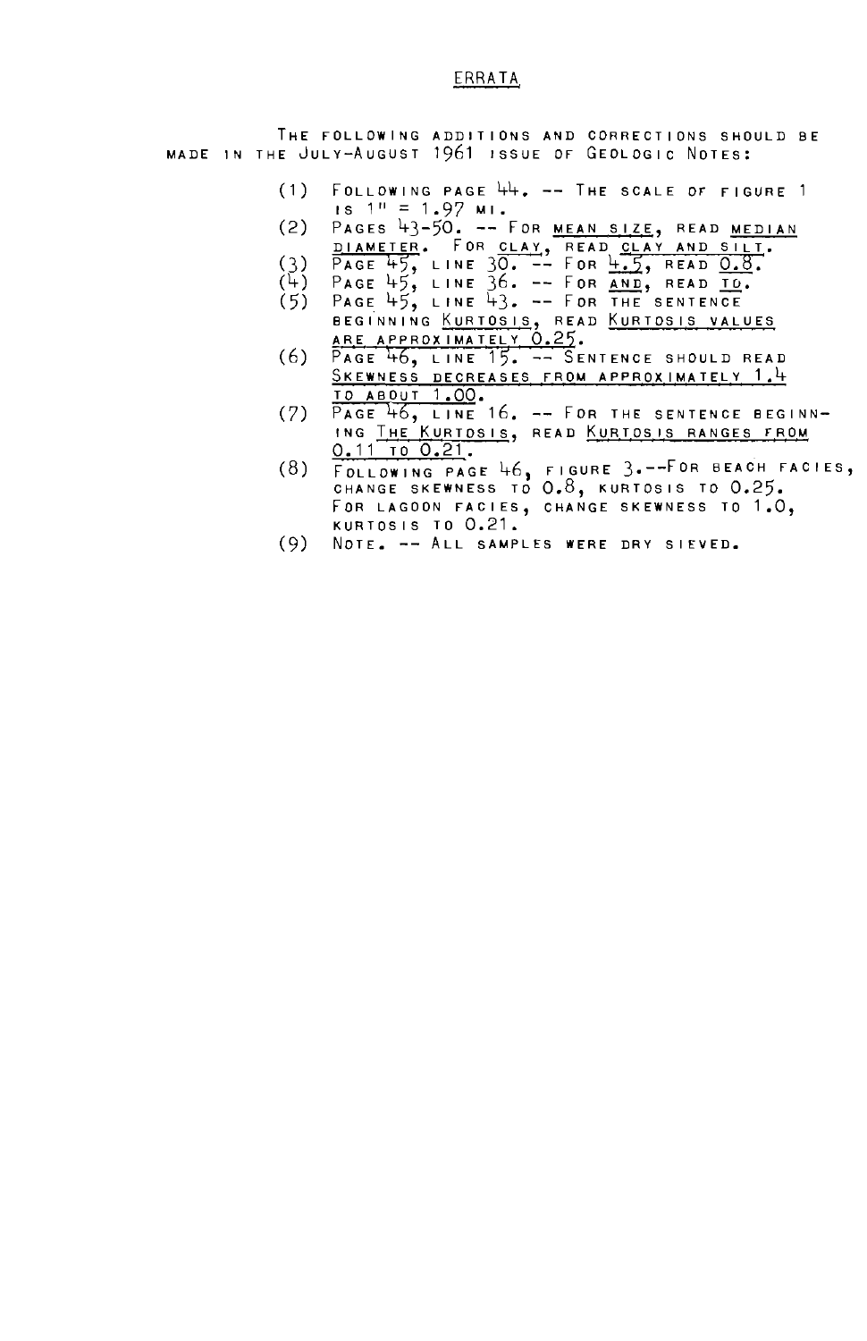# ERRATA

The following additions and corrections should be made in the July-August 1961 issue of Geologic Notes:

(1) Following page 44. -- The scale of figure 1 is 1" = 1.97 mi.

(2) Pages 43-50. -- For <u>mean size</u>, read <u>median diameter</u>. For <u>clay</u>, read <u>clay and silt</u>.

(3) Page 45, line 30. -- For <u>4.5</u>, read <u>0.8</u>.

(4) Page 45, line 36. -- For <u>and</u>, read <u>to</u>.

(5) Page 45, line 43. -- For the sentence beginning <u>Kurtosis</u>, read <u>Kurtosis values are approximately 0.25</u>.

(6) Page 46, line 15. -- Sentence should read <u>Skewness decreases from approximately 1.4 to about 1.00</u>.

(7) Page 46, line 16. -- For the sentence beginning <u>The Kurtosis</u>, read <u>Kurtosis ranges from 0.11 to 0.21</u>.

(8) Following page 46, figure 3.--For beach facies, change skewness to 0.8, kurtosis to 0.25. For lagoon facies, change skewness to 1.0, kurtosis to 0.21.

(9) Note. -- All samples were dry sieved.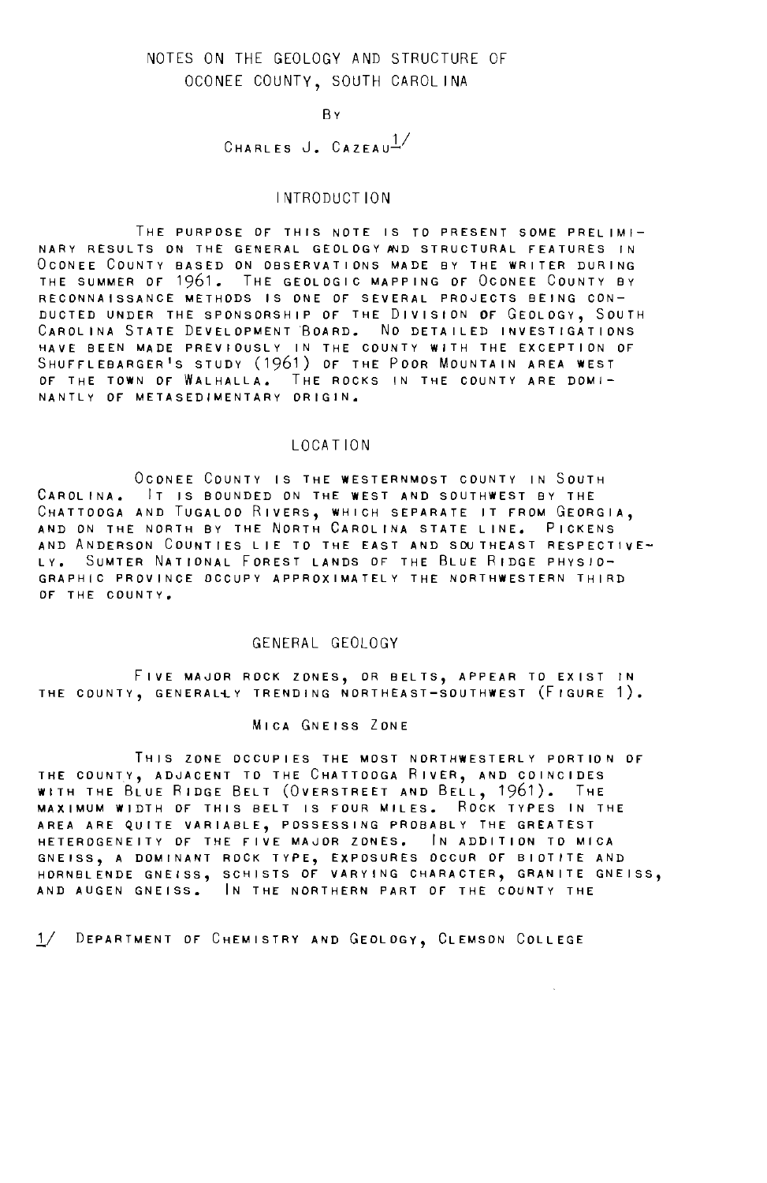# NOTES ON THE GEOLOGY AND STRUCTURE OF OCONEE COUNTY, SOUTH CAROLINA

By

CHARLES J. CAZEAU[1/]

## INTRODUCTION

THE PURPOSE OF THIS NOTE IS TO PRESENT SOME PRELIMINARY RESULTS ON THE GENERAL GEOLOGY AND STRUCTURAL FEATURES IN OCONEE COUNTY BASED ON OBSERVATIONS MADE BY THE WRITER DURING THE SUMMER OF 1961. THE GEOLOGIC MAPPING OF OCONEE COUNTY BY RECONNAISSANCE METHODS IS ONE OF SEVERAL PROJECTS BEING CONDUCTED UNDER THE SPONSORSHIP OF THE DIVISION OF GEOLOGY, SOUTH CAROLINA STATE DEVELOPMENT BOARD. NO DETAILED INVESTIGATIONS HAVE BEEN MADE PREVIOUSLY IN THE COUNTY WITH THE EXCEPTION OF SHUFFLEBARGER'S STUDY (1961) OF THE POOR MOUNTAIN AREA WEST OF THE TOWN OF WALHALLA. THE ROCKS IN THE COUNTY ARE DOMINANTLY OF METASEDIMENTARY ORIGIN.

## LOCATION

OCONEE COUNTY IS THE WESTERNMOST COUNTY IN SOUTH CAROLINA. IT IS BOUNDED ON THE WEST AND SOUTHWEST BY THE CHATTOOGA AND TUGALOO RIVERS, WHICH SEPARATE IT FROM GEORGIA, AND ON THE NORTH BY THE NORTH CAROLINA STATE LINE. PICKENS AND ANDERSON COUNTIES LIE TO THE EAST AND SOUTHEAST RESPECTIVELY. SUMTER NATIONAL FOREST LANDS OF THE BLUE RIDGE PHYSIOGRAPHIC PROVINCE OCCUPY APPROXIMATELY THE NORTHWESTERN THIRD OF THE COUNTY.

## GENERAL GEOLOGY

FIVE MAJOR ROCK ZONES, OR BELTS, APPEAR TO EXIST IN THE COUNTY, GENERALLY TRENDING NORTHEAST-SOUTHWEST (FIGURE 1).

### MICA GNEISS ZONE

THIS ZONE OCCUPIES THE MOST NORTHWESTERLY PORTION OF THE COUNTY, ADJACENT TO THE CHATTOOGA RIVER, AND COINCIDES WITH THE BLUE RIDGE BELT (OVERSTREET AND BELL, 1961). THE MAXIMUM WIDTH OF THIS BELT IS FOUR MILES. ROCK TYPES IN THE AREA ARE QUITE VARIABLE, POSSESSING PROBABLY THE GREATEST HETEROGENEITY OF THE FIVE MAJOR ZONES. IN ADDITION TO MICA GNEISS, A DOMINANT ROCK TYPE, EXPOSURES OCCUR OF BIOTITE AND HORNBLENDE GNEISS, SCHISTS OF VARYING CHARACTER, GRANITE GNEISS, AND AUGEN GNEISS. IN THE NORTHERN PART OF THE COUNTY THE

1/ DEPARTMENT OF CHEMISTRY AND GEOLOGY, CLEMSON COLLEGE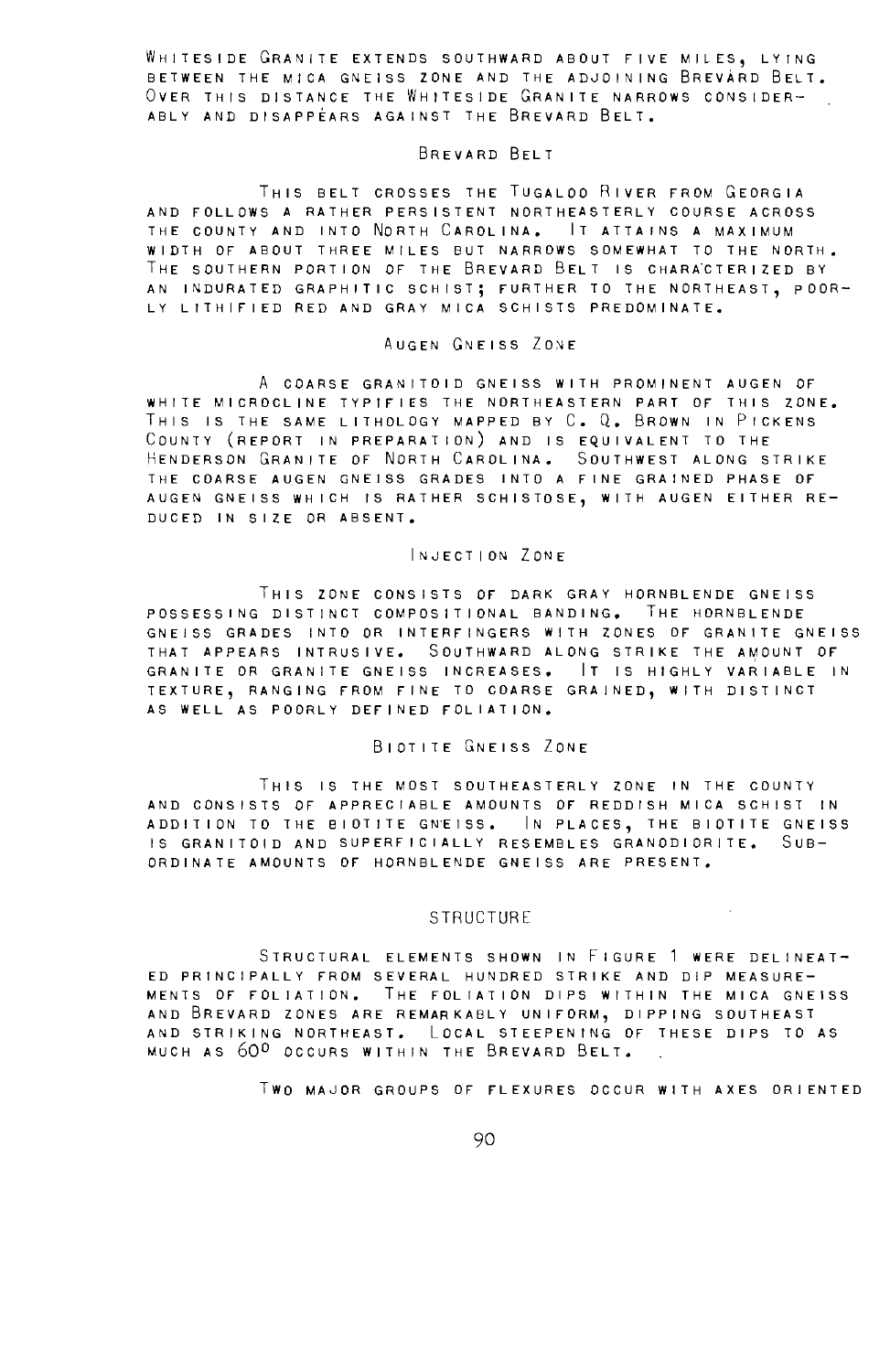Whiteside Granite extends southward about five miles, lying between the mica gneiss zone and the adjoining Brevard Belt. Over this distance the Whiteside Granite narrows considerably and disappears against the Brevard Belt.

### Brevard Belt

This belt crosses the Tugaloo River from Georgia and follows a rather persistent northeasterly course across the county and into North Carolina. It attains a maximum width of about three miles but narrows somewhat to the north. The southern portion of the Brevard Belt is characterized by an indurated graphitic schist; further to the northeast, poorly lithified red and gray mica schists predominate.

### Augen Gneiss Zone

A coarse granitoid gneiss with prominent augen of white microcline typifies the northeastern part of this zone. This is the same lithology mapped by C. Q. Brown in Pickens County (report in preparation) and is equivalent to the Henderson Granite of North Carolina. Southwest along strike the coarse augen gneiss grades into a fine grained phase of augen gneiss which is rather schistose, with augen either reduced in size or absent.

### Injection Zone

This zone consists of dark gray hornblende gneiss possessing distinct compositional banding. The hornblende gneiss grades into or interfingers with zones of granite gneiss that appears intrusive. Southward along strike the amount of granite or granite gneiss increases. It is highly variable in texture, ranging from fine to coarse grained, with distinct as well as poorly defined foliation.

### Biotite Gneiss Zone

This is the most southeasterly zone in the county and consists of appreciable amounts of reddish mica schist in addition to the biotite gneiss. In places, the biotite gneiss is granitoid and superficially resembles granodiorite. Subordinate amounts of hornblende gneiss are present.

## Structure

Structural elements shown in Figure 1 were delineated principally from several hundred strike and dip measurements of foliation. The foliation dips within the mica gneiss and Brevard zones are remarkably uniform, dipping southeast and striking northeast. Local steepening of these dips to as much as 60° occurs within the Brevard Belt.

Two major groups of flexures occur with axes oriented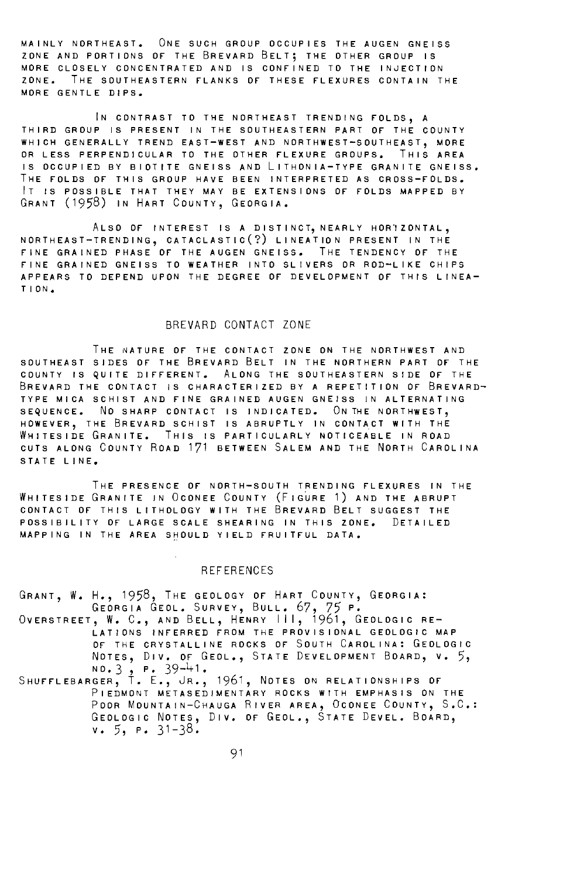mainly northeast. One such group occupies the augen gneiss zone and portions of the Brevard Belt; the other group is more closely concentrated and is confined to the injection zone. The southeastern flanks of these flexures contain the more gentle dips.

In contrast to the northeast trending folds, a third group is present in the southeastern part of the county which generally trend east-west and northwest-southeast, more or less perpendicular to the other flexure groups. This area is occupied by biotite gneiss and Lithonia-type granite gneiss. The folds of this group have been interpreted as cross-folds. It is possible that they may be extensions of folds mapped by Grant (1958) in Hart County, Georgia.

Also of interest is a distinct, nearly horizontal, northeast-trending, cataclastic(?) lineation present in the fine grained phase of the augen gneiss. The tendency of the fine grained gneiss to weather into slivers or rod-like chips appears to depend upon the degree of development of this lineation.

## BREVARD CONTACT ZONE

The nature of the contact zone on the northwest and southeast sides of the Brevard Belt in the northern part of the county is quite different. Along the southeastern side of the Brevard the contact is characterized by a repetition of Brevard-type mica schist and fine grained augen gneiss in alternating sequence. No sharp contact is indicated. On the northwest, however, the Brevard schist is abruptly in contact with the Whiteside Granite. This is particularly noticeable in road cuts along County Road 171 between Salem and the North Carolina state line.

The presence of north-south trending flexures in the Whiteside Granite in Oconee County (Figure 1) and the abrupt contact of this lithology with the Brevard Belt suggest the possibility of large scale shearing in this zone. Detailed mapping in the area should yield fruitful data.

## REFERENCES

Grant, W. H., 1958, The geology of Hart County, Georgia: Georgia Geol. Survey, Bull. 67, 75 p.

Overstreet, W. C., and Bell, Henry III, 1961, Geologic relations inferred from the provisional geologic map of the crystalline rocks of South Carolina: Geologic Notes, Div. of Geol., State Development Board, v. 5, no. 3, p. 39-41.

Shufflebarger, T. E., Jr., 1961, Notes on relationships of Piedmont metasedimentary rocks with emphasis on the Poor Mountain-Chauga River area, Oconee County, S.C.: Geologic Notes, Div. of Geol., State Devel. Board, v. 5, p. 31-38.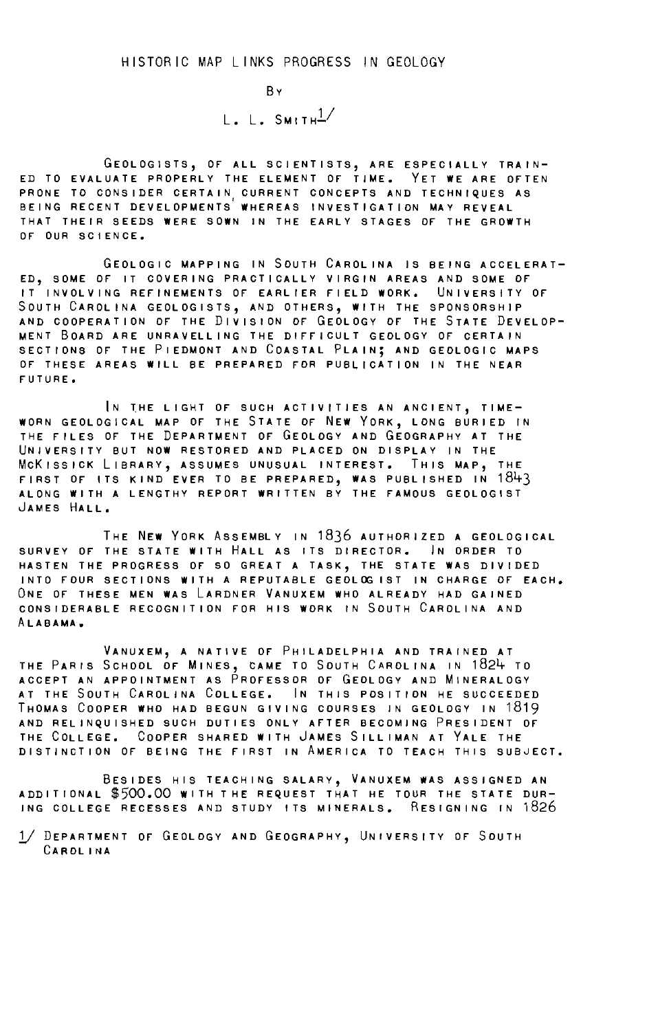# HISTORIC MAP LINKS PROGRESS IN GEOLOGY

By

L. L. Smith[1/]

Geologists, of all scientists, are especially trained to evaluate properly the element of time. Yet we are often prone to consider certain current concepts and techniques as being recent developments whereas investigation may reveal that their seeds were sown in the early stages of the growth of our science.

Geologic mapping in South Carolina is being accelerated, some of it covering practically virgin areas and some of it involving refinements of earlier field work. University of South Carolina geologists, and others, with the sponsorship and cooperation of the Division of Geology of the State Development Board are unravelling the difficult geology of certain sections of the Piedmont and Coastal Plain; and geologic maps of these areas will be prepared for publication in the near future.

In the light of such activities an ancient, time-worn geological map of the State of New York, long buried in the files of the Department of Geology and Geography at the University but now restored and placed on display in the McKissick Library, assumes unusual interest. This map, the first of its kind ever to be prepared, was published in 1843 along with a lengthy report written by the famous geologist James Hall.

The New York Assembly in 1836 authorized a geological survey of the state with Hall as its director. In order to hasten the progress of so great a task, the state was divided into four sections with a reputable geologist in charge of each. One of these men was Lardner Vanuxem who already had gained considerable recognition for his work in South Carolina and Alabama.

Vanuxem, a native of Philadelphia and trained at the Paris School of Mines, came to South Carolina in 1824 to accept an appointment as Professor of Geology and Mineralogy at the South Carolina College. In this position he succeeded Thomas Cooper who had begun giving courses in geology in 1819 and relinquished such duties only after becoming President of the College. Cooper shared with James Silliman at Yale the distinction of being the first in America to teach this subject.

Besides his teaching salary, Vanuxem was assigned an additional $500.00 with the request that he tour the state during college recesses and study its minerals. Resigning in 1826

[1/] Department of Geology and Geography, University of South Carolina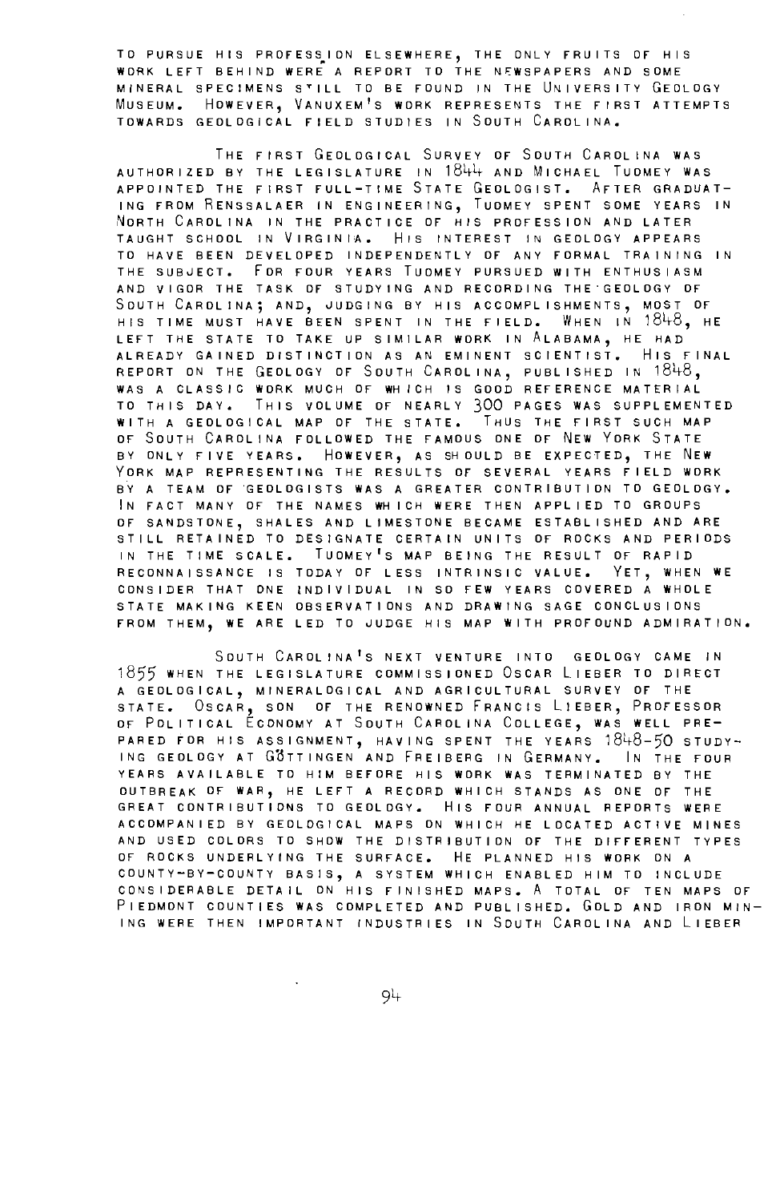TO PURSUE HIS PROFESSION ELSEWHERE, THE ONLY FRUITS OF HIS WORK LEFT BEHIND WERE A REPORT TO THE NEWSPAPERS AND SOME MINERAL SPECIMENS STILL TO BE FOUND IN THE UNIVERSITY GEOLOGY MUSEUM. HOWEVER, VANUXEM'S WORK REPRESENTS THE FIRST ATTEMPTS TOWARDS GEOLOGICAL FIELD STUDIES IN SOUTH CAROLINA.

THE FIRST GEOLOGICAL SURVEY OF SOUTH CAROLINA WAS AUTHORIZED BY THE LEGISLATURE IN 1844 AND MICHAEL TUOMEY WAS APPOINTED THE FIRST FULL-TIME STATE GEOLOGIST. AFTER GRADUATING FROM RENSSALAER IN ENGINEERING, TUOMEY SPENT SOME YEARS IN NORTH CAROLINA IN THE PRACTICE OF HIS PROFESSION AND LATER TAUGHT SCHOOL IN VIRGINIA. HIS INTEREST IN GEOLOGY APPEARS TO HAVE BEEN DEVELOPED INDEPENDENTLY OF ANY FORMAL TRAINING IN THE SUBJECT. FOR FOUR YEARS TUOMEY PURSUED WITH ENTHUSIASM AND VIGOR THE TASK OF STUDYING AND RECORDING THE GEOLOGY OF SOUTH CAROLINA; AND, JUDGING BY HIS ACCOMPLISHMENTS, MOST OF HIS TIME MUST HAVE BEEN SPENT IN THE FIELD. WHEN IN 1848, HE LEFT THE STATE TO TAKE UP SIMILAR WORK IN ALABAMA, HE HAD ALREADY GAINED DISTINCTION AS AN EMINENT SCIENTIST. HIS FINAL REPORT ON THE GEOLOGY OF SOUTH CAROLINA, PUBLISHED IN 1848, WAS A CLASSIC WORK MUCH OF WHICH IS GOOD REFERENCE MATERIAL TO THIS DAY. THIS VOLUME OF NEARLY 300 PAGES WAS SUPPLEMENTED WITH A GEOLOGICAL MAP OF THE STATE. THUS THE FIRST SUCH MAP OF SOUTH CAROLINA FOLLOWED THE FAMOUS ONE OF NEW YORK STATE BY ONLY FIVE YEARS. HOWEVER, AS SHOULD BE EXPECTED, THE NEW YORK MAP REPRESENTING THE RESULTS OF SEVERAL YEARS FIELD WORK BY A TEAM OF GEOLOGISTS WAS A GREATER CONTRIBUTION TO GEOLOGY. IN FACT MANY OF THE NAMES WHICH WERE THEN APPLIED TO GROUPS OF SANDSTONE, SHALES AND LIMESTONE BECAME ESTABLISHED AND ARE STILL RETAINED TO DESIGNATE CERTAIN UNITS OF ROCKS AND PERIODS IN THE TIME SCALE. TUOMEY'S MAP BEING THE RESULT OF RAPID RECONNAISSANCE IS TODAY OF LESS INTRINSIC VALUE. YET, WHEN WE CONSIDER THAT ONE INDIVIDUAL IN SO FEW YEARS COVERED A WHOLE STATE MAKING KEEN OBSERVATIONS AND DRAWING SAGE CONCLUSIONS FROM THEM, WE ARE LED TO JUDGE HIS MAP WITH PROFOUND ADMIRATION.

SOUTH CAROLINA'S NEXT VENTURE INTO GEOLOGY CAME IN 1855 WHEN THE LEGISLATURE COMMISSIONED OSCAR LIEBER TO DIRECT A GEOLOGICAL, MINERALOGICAL AND AGRICULTURAL SURVEY OF THE STATE. OSCAR, SON OF THE RENOWNED FRANCIS LIEBER, PROFESSOR OF POLITICAL ECONOMY AT SOUTH CAROLINA COLLEGE, WAS WELL PREPARED FOR HIS ASSIGNMENT, HAVING SPENT THE YEARS 1848-50 STUDYING GEOLOGY AT GÖTTINGEN AND FREIBERG IN GERMANY. IN THE FOUR YEARS AVAILABLE TO HIM BEFORE HIS WORK WAS TERMINATED BY THE OUTBREAK OF WAR, HE LEFT A RECORD WHICH STANDS AS ONE OF THE GREAT CONTRIBUTIONS TO GEOLOGY. HIS FOUR ANNUAL REPORTS WERE ACCOMPANIED BY GEOLOGICAL MAPS ON WHICH HE LOCATED ACTIVE MINES AND USED COLORS TO SHOW THE DISTRIBUTION OF THE DIFFERENT TYPES OF ROCKS UNDERLYING THE SURFACE. HE PLANNED HIS WORK ON A COUNTY-BY-COUNTY BASIS, A SYSTEM WHICH ENABLED HIM TO INCLUDE CONSIDERABLE DETAIL ON HIS FINISHED MAPS. A TOTAL OF TEN MAPS OF PIEDMONT COUNTIES WAS COMPLETED AND PUBLISHED. GOLD AND IRON MINING WERE THEN IMPORTANT INDUSTRIES IN SOUTH CAROLINA AND LIEBER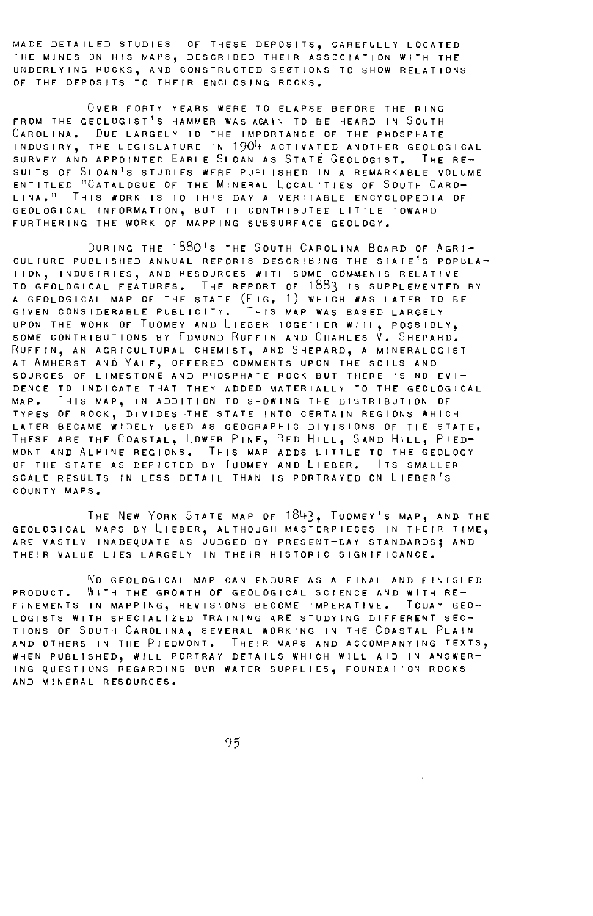made detailed studies of these deposits, carefully located the mines on his maps, described their association with the underlying rocks, and constructed sections to show relations of the deposits to their enclosing rocks.

Over forty years were to elapse before the ring from the geologist's hammer was again to be heard in South Carolina. Due largely to the importance of the phosphate industry, the legislature in 1904 activated another geological survey and appointed Earle Sloan as State Geologist. The results of Sloan's studies were published in a remarkable volume entitled "Catalogue of the Mineral Localities of South Carolina." This work is to this day a veritable encyclopedia of geological information, but it contributed little toward furthering the work of mapping subsurface geology.

During the 1880's the South Carolina Board of Agriculture published annual reports describing the state's population, industries, and resources with some comments relative to geological features. The report of 1883 is supplemented by a geological map of the state (Fig. 1) which was later to be given considerable publicity. This map was based largely upon the work of Tuomey and Lieber together with, possibly, some contributions by Edmund Ruffin and Charles V. Shepard. Ruffin, an agricultural chemist, and Shepard, a mineralogist at Amherst and Yale, offered comments upon the soils and sources of limestone and phosphate rock but there is no evidence to indicate that they added materially to the geological map. This map, in addition to showing the distribution of types of rock, divides the state into certain regions which later became widely used as geographic divisions of the state. These are the Coastal, Lower Pine, Red Hill, Sand Hill, Piedmont and Alpine regions. This map adds little to the geology of the state as depicted by Tuomey and Lieber. Its smaller scale results in less detail than is portrayed on Lieber's county maps.

The New York State map of 1843, Tuomey's map, and the geological maps by Lieber, although masterpieces in their time, are vastly inadequate as judged by present-day standards; and their value lies largely in their historic significance.

No geological map can endure as a final and finished product. With the growth of geological science and with refinements in mapping, revisions become imperative. Today geologists with specialized training are studying different sections of South Carolina, several working in the Coastal Plain and others in the Piedmont. Their maps and accompanying texts, when published, will portray details which will aid in answering questions regarding our water supplies, foundation rocks and mineral resources.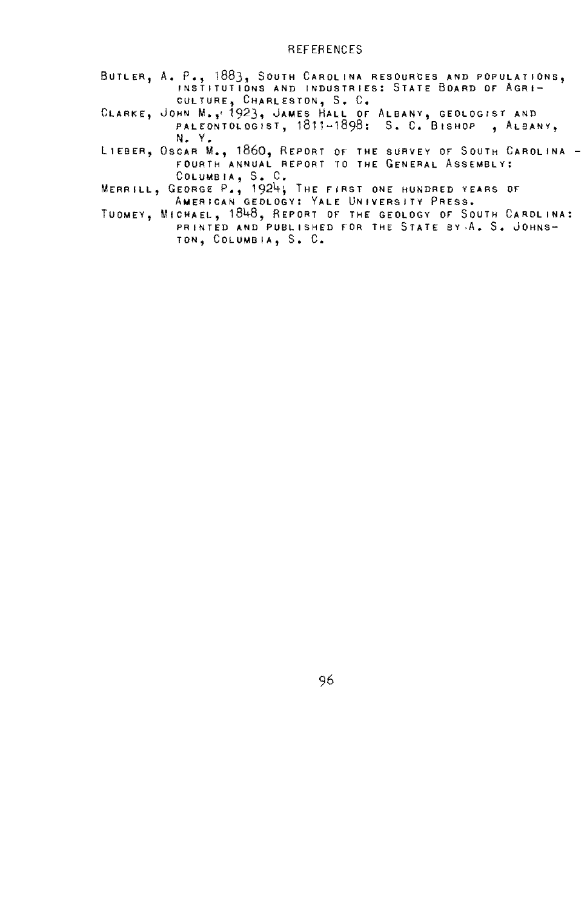## REFERENCES

BUTLER, A. P., 1883, SOUTH CAROLINA RESOURCES AND POPULATIONS, INSTITUTIONS AND INDUSTRIES: STATE BOARD OF AGRICULTURE, CHARLESTON, S. C.

CLARKE, JOHN M., 1923, JAMES HALL OF ALBANY, GEOLOGIST AND PALEONTOLOGIST, 1811-1898: S. C. BISHOP , ALBANY, N. Y.

LIEBER, OSCAR M., 1860, REPORT OF THE SURVEY OF SOUTH CAROLINA - FOURTH ANNUAL REPORT TO THE GENERAL ASSEMBLY: COLUMBIA, S. C.

MERRILL, GEORGE P., 1924, THE FIRST ONE HUNDRED YEARS OF AMERICAN GEOLOGY: YALE UNIVERSITY PRESS.

TUOMEY, MICHAEL, 1848, REPORT OF THE GEOLOGY OF SOUTH CAROLINA: PRINTED AND PUBLISHED FOR THE STATE BY A. S. JOHNSTON, COLUMBIA, S. C.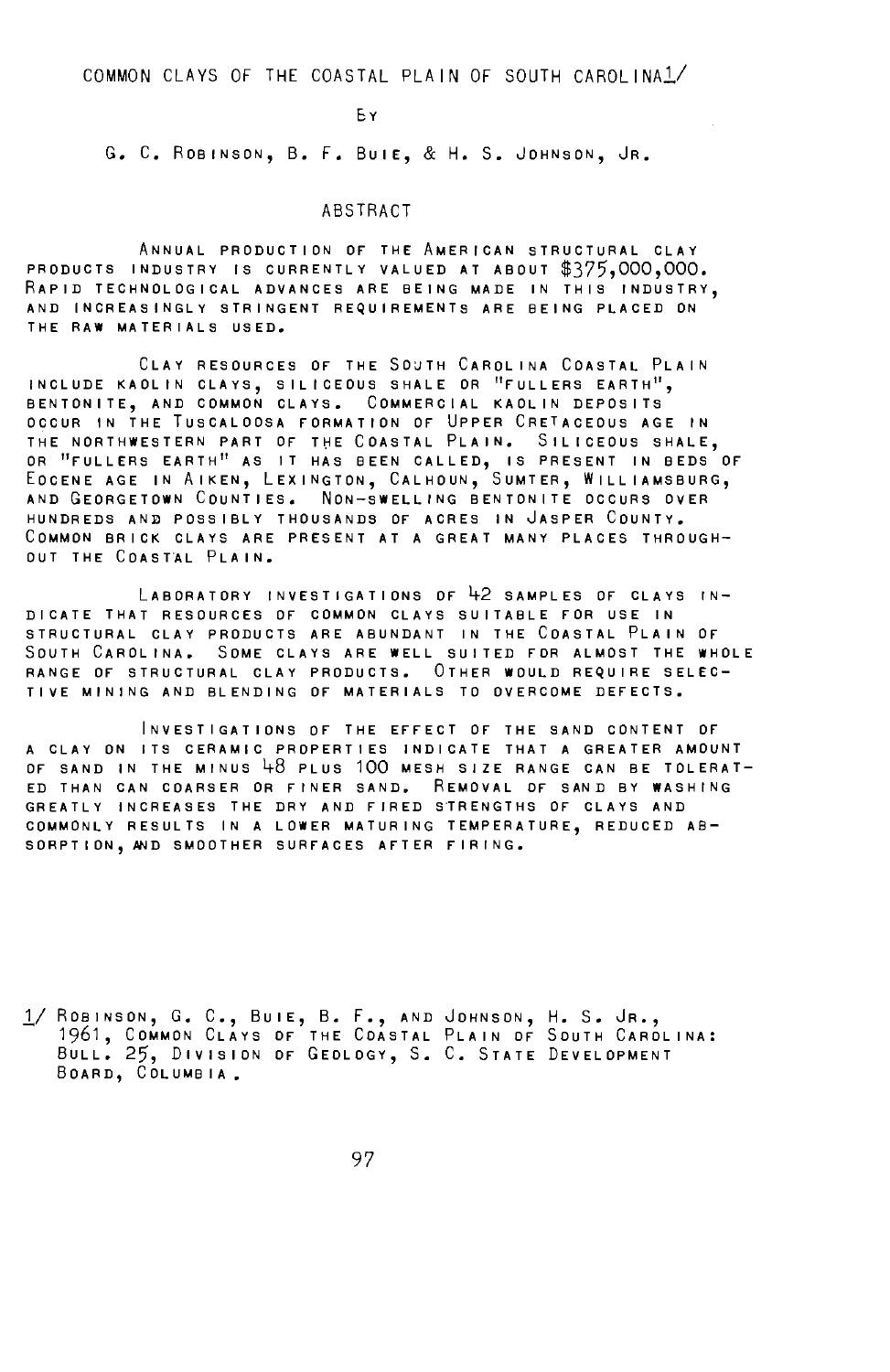# COMMON CLAYS OF THE COASTAL PLAIN OF SOUTH CAROLINA[1]

BY

G. C. ROBINSON, B. F. BUIE, & H. S. JOHNSON, JR.

## ABSTRACT

ANNUAL PRODUCTION OF THE AMERICAN STRUCTURAL CLAY PRODUCTS INDUSTRY IS CURRENTLY VALUED AT ABOUT $375,000,000. RAPID TECHNOLOGICAL ADVANCES ARE BEING MADE IN THIS INDUSTRY, AND INCREASINGLY STRINGENT REQUIREMENTS ARE BEING PLACED ON THE RAW MATERIALS USED.

CLAY RESOURCES OF THE SOUTH CAROLINA COASTAL PLAIN INCLUDE KAOLIN CLAYS, SILICEOUS SHALE OR "FULLERS EARTH", BENTONITE, AND COMMON CLAYS. COMMERCIAL KAOLIN DEPOSITS OCCUR IN THE TUSCALOOSA FORMATION OF UPPER CRETACEOUS AGE IN THE NORTHWESTERN PART OF THE COASTAL PLAIN. SILICEOUS SHALE, OR "FULLERS EARTH" AS IT HAS BEEN CALLED, IS PRESENT IN BEDS OF EOCENE AGE IN AIKEN, LEXINGTON, CALHOUN, SUMTER, WILLIAMSBURG, AND GEORGETOWN COUNTIES. NON-SWELLING BENTONITE OCCURS OVER HUNDREDS AND POSSIBLY THOUSANDS OF ACRES IN JASPER COUNTY. COMMON BRICK CLAYS ARE PRESENT AT A GREAT MANY PLACES THROUGHOUT THE COASTAL PLAIN.

LABORATORY INVESTIGATIONS OF 42 SAMPLES OF CLAYS INDICATE THAT RESOURCES OF COMMON CLAYS SUITABLE FOR USE IN STRUCTURAL CLAY PRODUCTS ARE ABUNDANT IN THE COASTAL PLAIN OF SOUTH CAROLINA. SOME CLAYS ARE WELL SUITED FOR ALMOST THE WHOLE RANGE OF STRUCTURAL CLAY PRODUCTS. OTHER WOULD REQUIRE SELECTIVE MINING AND BLENDING OF MATERIALS TO OVERCOME DEFECTS.

INVESTIGATIONS OF THE EFFECT OF THE SAND CONTENT OF A CLAY ON ITS CERAMIC PROPERTIES INDICATE THAT A GREATER AMOUNT OF SAND IN THE MINUS 48 PLUS 100 MESH SIZE RANGE CAN BE TOLERATED THAN CAN COARSER OR FINER SAND. REMOVAL OF SAND BY WASHING GREATLY INCREASES THE DRY AND FIRED STRENGTHS OF CLAYS AND COMMONLY RESULTS IN A LOWER MATURING TEMPERATURE, REDUCED ABSORPTION, AND SMOOTHER SURFACES AFTER FIRING.

[1] ROBINSON, G. C., BUIE, B. F., AND JOHNSON, H. S. JR., 1961, COMMON CLAYS OF THE COASTAL PLAIN OF SOUTH CAROLINA: BULL. 25, DIVISION OF GEOLOGY, S. C. STATE DEVELOPMENT BOARD, COLUMBIA.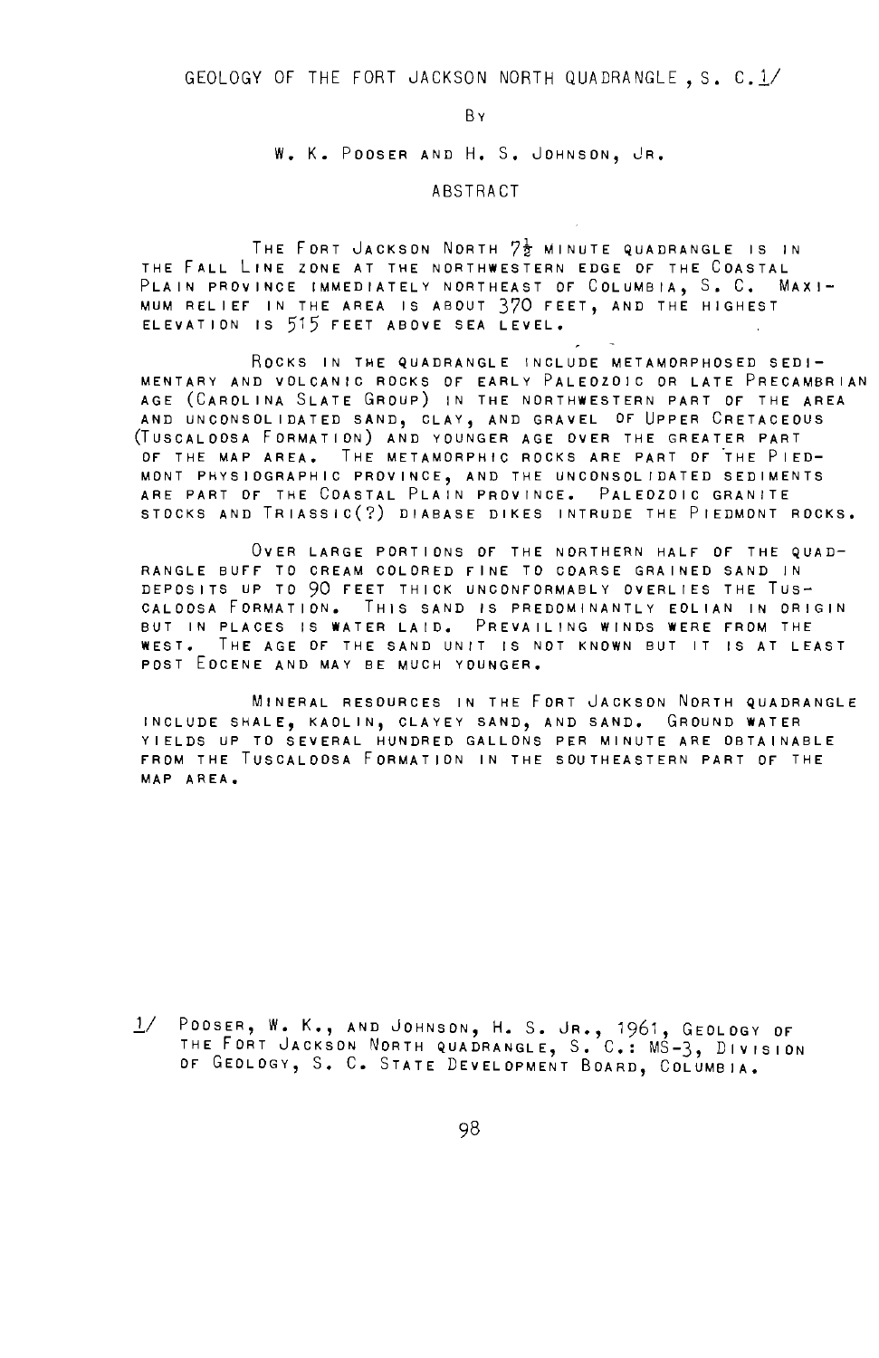# GEOLOGY OF THE FORT JACKSON NORTH QUADRANGLE, S. C.[1]

By

W. K. Pooser and H. S. Johnson, Jr.

## ABSTRACT

The Fort Jackson North 7½ minute quadrangle is in the Fall Line zone at the northwestern edge of the Coastal Plain province immediately northeast of Columbia, S. C. Maximum relief in the area is about 370 feet, and the highest elevation is 515 feet above sea level.

Rocks in the quadrangle include metamorphosed sedimentary and volcanic rocks of early Paleozoic or late Precambrian age (Carolina Slate Group) in the northwestern part of the area and unconsolidated sand, clay, and gravel of Upper Cretaceous (Tuscaloosa Formation) and younger age over the greater part of the map area. The metamorphic rocks are part of the Piedmont physiographic province, and the unconsolidated sediments are part of the Coastal Plain province. Paleozoic granite stocks and Triassic(?) diabase dikes intrude the Piedmont rocks.

Over large portions of the northern half of the quadrangle buff to cream colored fine to coarse grained sand in deposits up to 90 feet thick unconformably overlies the Tuscaloosa Formation. This sand is predominantly eolian in origin but in places is water laid. Prevailing winds were from the west. The age of the sand unit is not known but it is at least post Eocene and may be much younger.

Mineral resources in the Fort Jackson North quadrangle include shale, kaolin, clayey sand, and sand. Ground water yields up to several hundred gallons per minute are obtainable from the Tuscaloosa Formation in the southeastern part of the map area.

[1] Pooser, W. K., and Johnson, H. S. Jr., 1961, Geology of the Fort Jackson North quadrangle, S. C.: MS-3, Division of Geology, S. C. State Development Board, Columbia.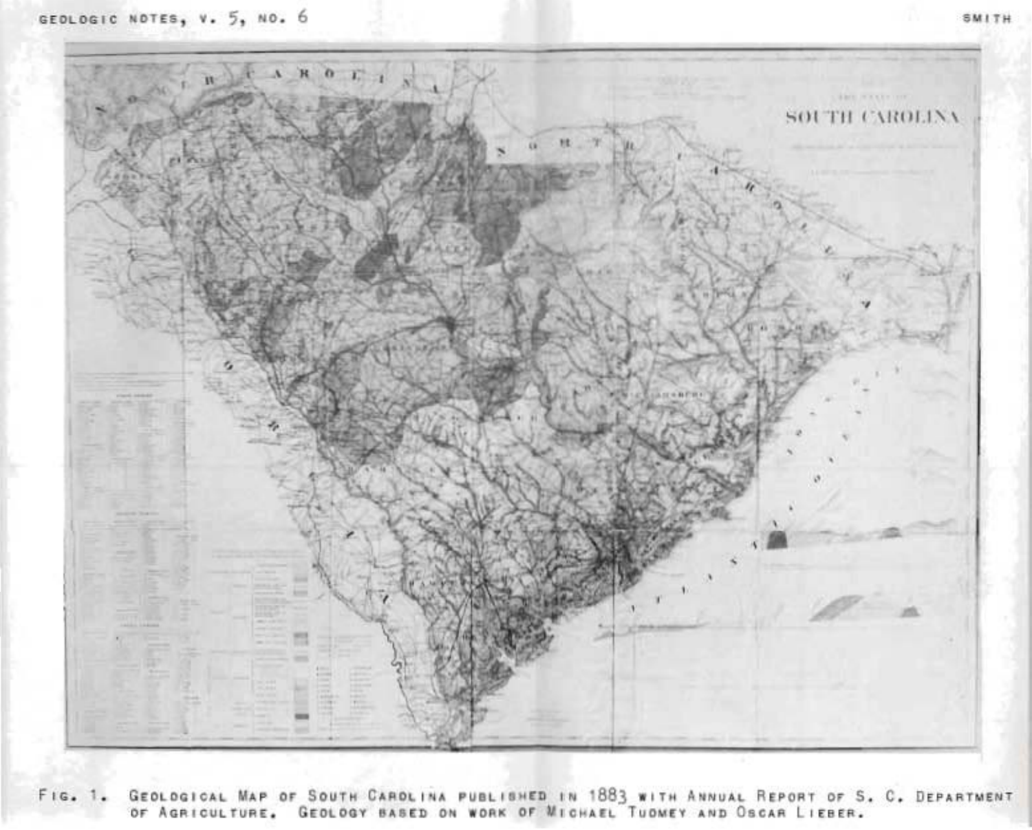Fig. 1. Geological Map of South Carolina published in 1883 with Annual Report of S. C. Department of Agriculture. Geology based on work of Michael Tuomey and Oscar Lieber.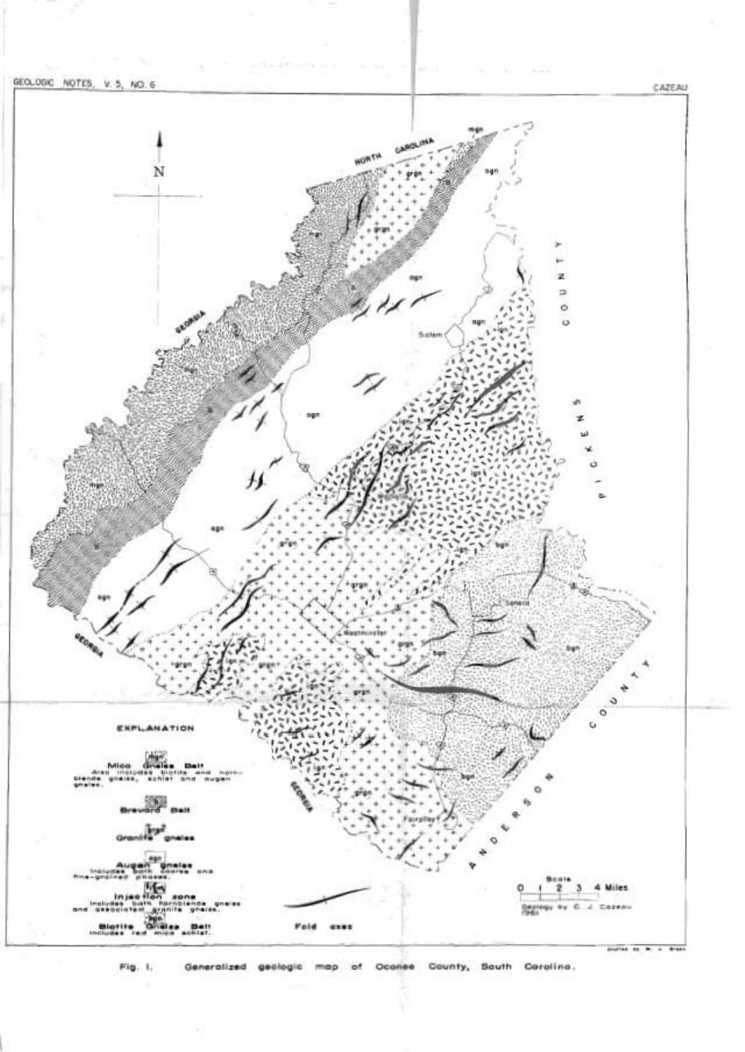NORTH CAROLINA

GEORGIA

PICKENS COUNTY

ANDERSON COUNTY

Salem

Walhalla

Seneca

Westminster

Fairplay

EXPLANATION

mgn — Mica Gneiss Belt. Also includes biotite and hornblende gneiss, schist and augen gneiss.

b — Brevard Belt

grgn — Granite gneiss

agn — Augen gneiss. Includes both coarse and fine-grained phases.

ign — Injection zone. Includes both hornblende gneiss and associated granite gneiss.

bgn — Biotite Gneiss Belt. Includes red mica schist.

Fold axes

Scale

0 1 2 3 4 Miles

Geology by C. J. Cazeau 1961

Fig. 1. Generalized geologic map of Oconee County, South Carolina.